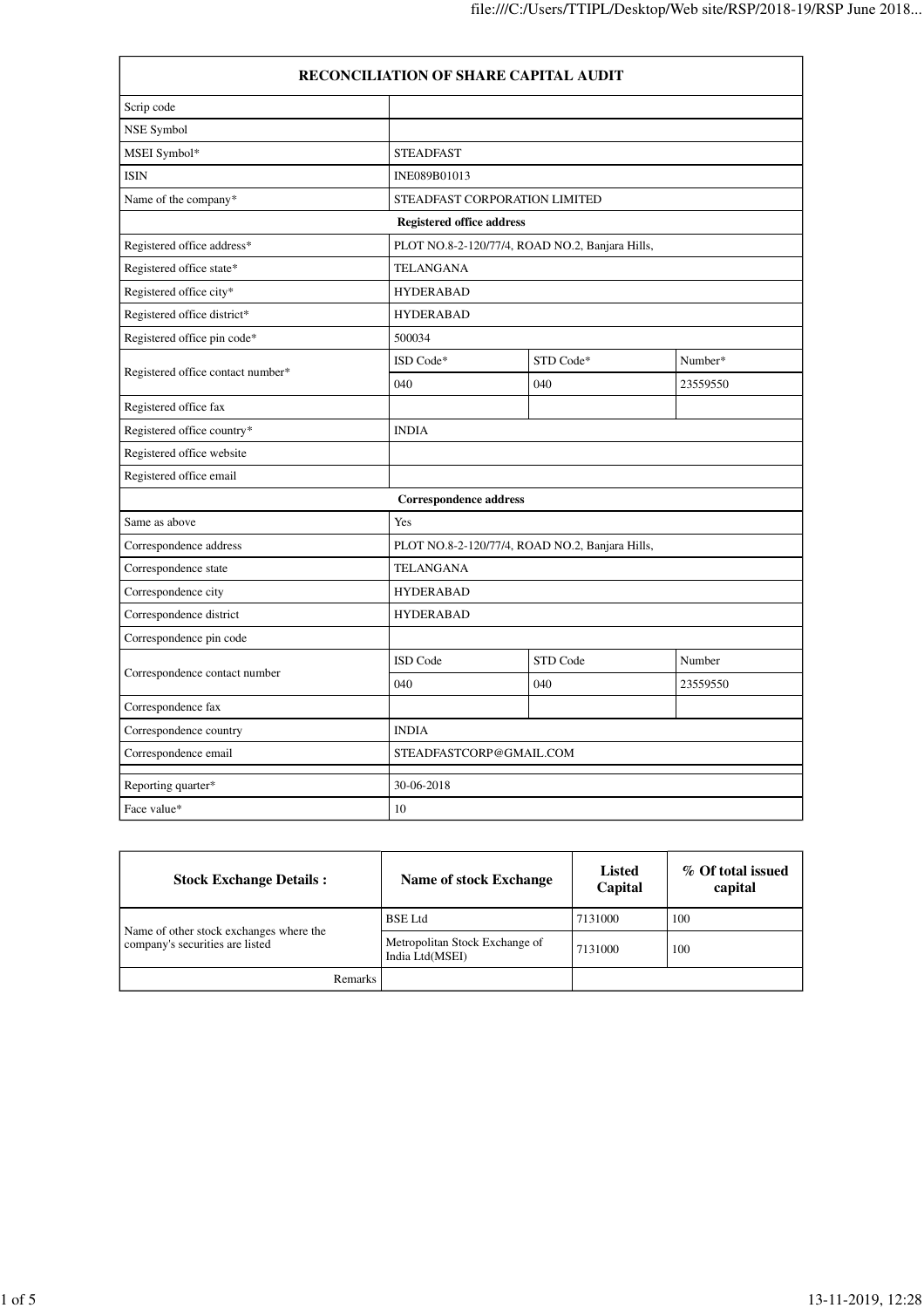# RECONCILIATION OF SHARE CAPITAL AUDIT

| | | | |
|---|---|---|---|
| Scrip code | | | |
| NSE Symbol | | | |
| MSEI Symbol* | STEADFAST | | |
| ISIN | INE089B01013 | | |
| Name of the company* | STEADFAST CORPORATION LIMITED | | |
| **Registered office address** | | | |
| Registered office address* | PLOT NO.8-2-120/77/4, ROAD NO.2, Banjara Hills, | | |
| Registered office state* | TELANGANA | | |
| Registered office city* | HYDERABAD | | |
| Registered office district* | HYDERABAD | | |
| Registered office pin code* | 500034 | | |
| Registered office contact number* | ISD Code* | STD Code* | Number* |
| | 040 | 040 | 23559550 |
| Registered office fax | | | |
| Registered office country* | INDIA | | |
| Registered office website | | | |
| Registered office email | | | |
| **Correspondence address** | | | |
| Same as above | Yes | | |
| Correspondence address | PLOT NO.8-2-120/77/4, ROAD NO.2, Banjara Hills, | | |
| Correspondence state | TELANGANA | | |
| Correspondence city | HYDERABAD | | |
| Correspondence district | HYDERABAD | | |
| Correspondence pin code | | | |
| Correspondence contact number | ISD Code | STD Code | Number |
| | 040 | 040 | 23559550 |
| Correspondence fax | | | |
| Correspondence country | INDIA | | |
| Correspondence email | STEADFASTCORP@GMAIL.COM | | |
| Reporting quarter* | 30-06-2018 | | |
| Face value* | 10 | | |

| Stock Exchange Details : | Name of stock Exchange | Listed Capital | % Of total issued capital |
|---|---|---|---|
| Name of other stock exchanges where the company's securities are listed | BSE Ltd | 7131000 | 100 |
| | Metropolitan Stock Exchange of India Ltd(MSEI) | 7131000 | 100 |
| Remarks | | | |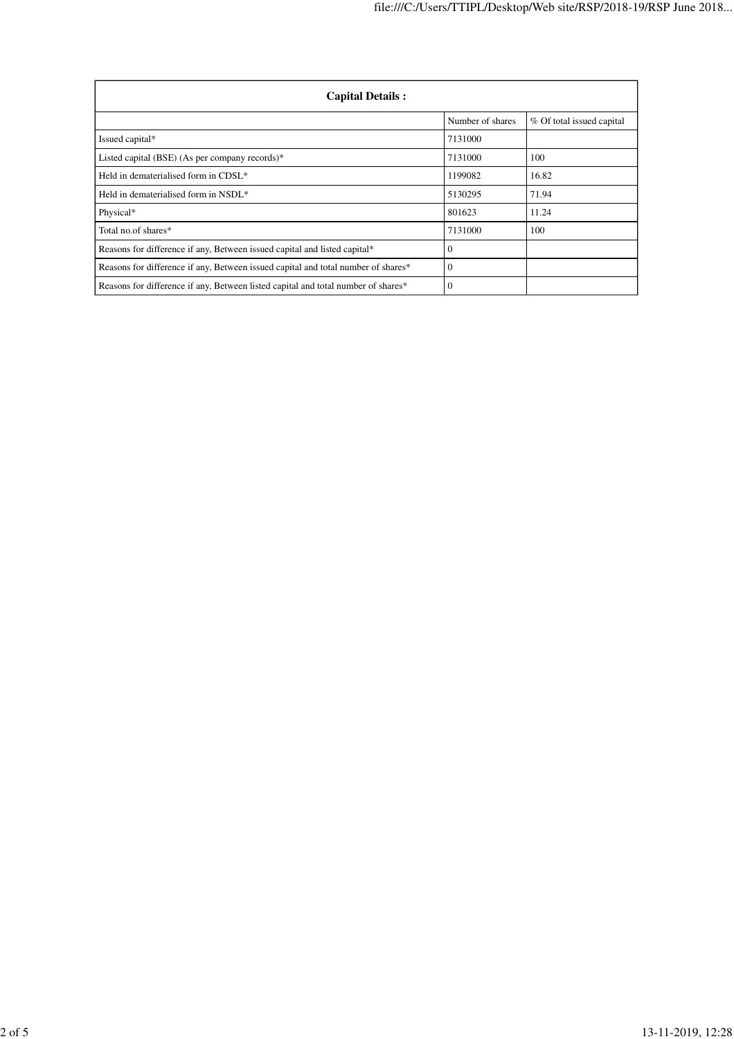| Capital Details : | | |
|---|---|---|
| | Number of shares | % Of total issued capital |
| Issued capital* | 7131000 | |
| Listed capital (BSE) (As per company records)* | 7131000 | 100 |
| Held in dematerialised form in CDSL* | 1199082 | 16.82 |
| Held in dematerialised form in NSDL* | 5130295 | 71.94 |
| Physical* | 801623 | 11.24 |
| Total no.of shares* | 7131000 | 100 |
| Reasons for difference if any, Between issued capital and listed capital* | 0 | |
| Reasons for difference if any, Between issued capital and total number of shares* | 0 | |
| Reasons for difference if any, Between listed capital and total number of shares* | 0 | |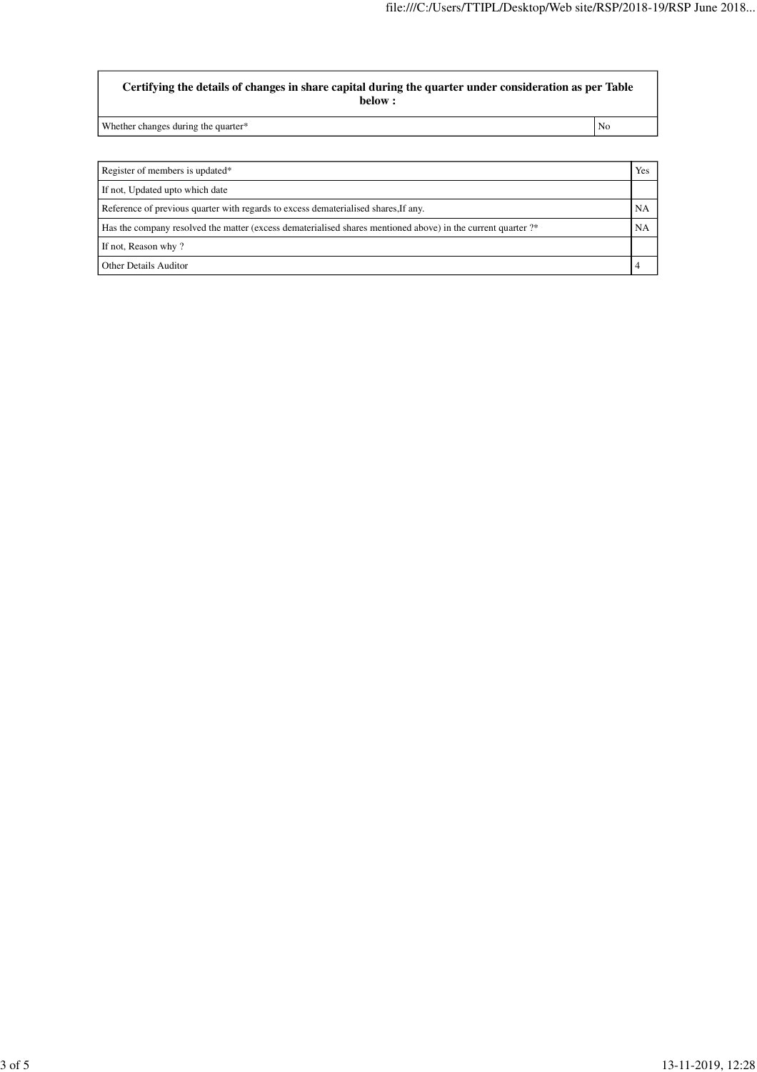| Certifying the details of changes in share capital during the quarter under consideration as per Table below : | |
|---|---|
| Whether changes during the quarter* | No |

| | |
|---|---|
| Register of members is updated* | Yes |
| If not, Updated upto which date | |
| Reference of previous quarter with regards to excess dematerialised shares,If any. | NA |
| Has the company resolved the matter (excess dematerialised shares mentioned above) in the current quarter ?* | NA |
| If not, Reason why ? | |
| Other Details Auditor | 4 |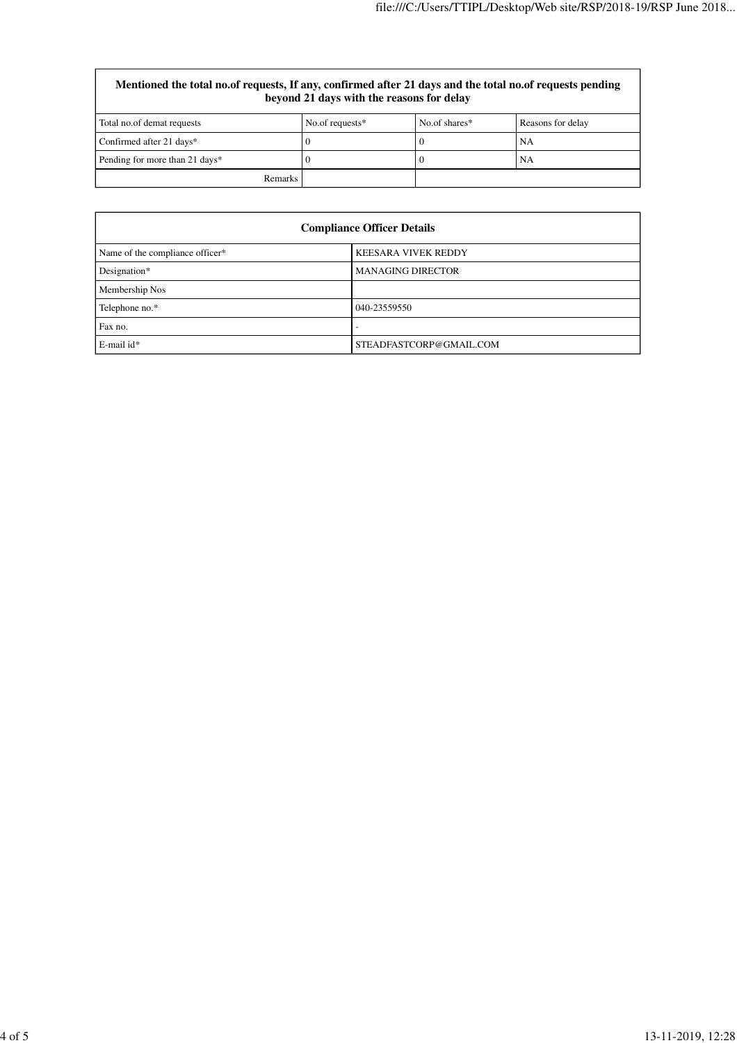| Mentioned the total no.of requests, If any, confirmed after 21 days and the total no.of requests pending beyond 21 days with the reasons for delay | | | |
|---|---|---|---|
| Total no.of demat requests | No.of requests* | No.of shares* | Reasons for delay |
| Confirmed after 21 days* | 0 | 0 | NA |
| Pending for more than 21 days* | 0 | 0 | NA |
| Remarks | | | |

| Compliance Officer Details | |
|---|---|
| Name of the compliance officer* | KEESARA VIVEK REDDY |
| Designation* | MANAGING DIRECTOR |
| Membership Nos | |
| Telephone no.* | 040-23559550 |
| Fax no. | - |
| E-mail id* | STEADFASTCORP@GMAIL.COM |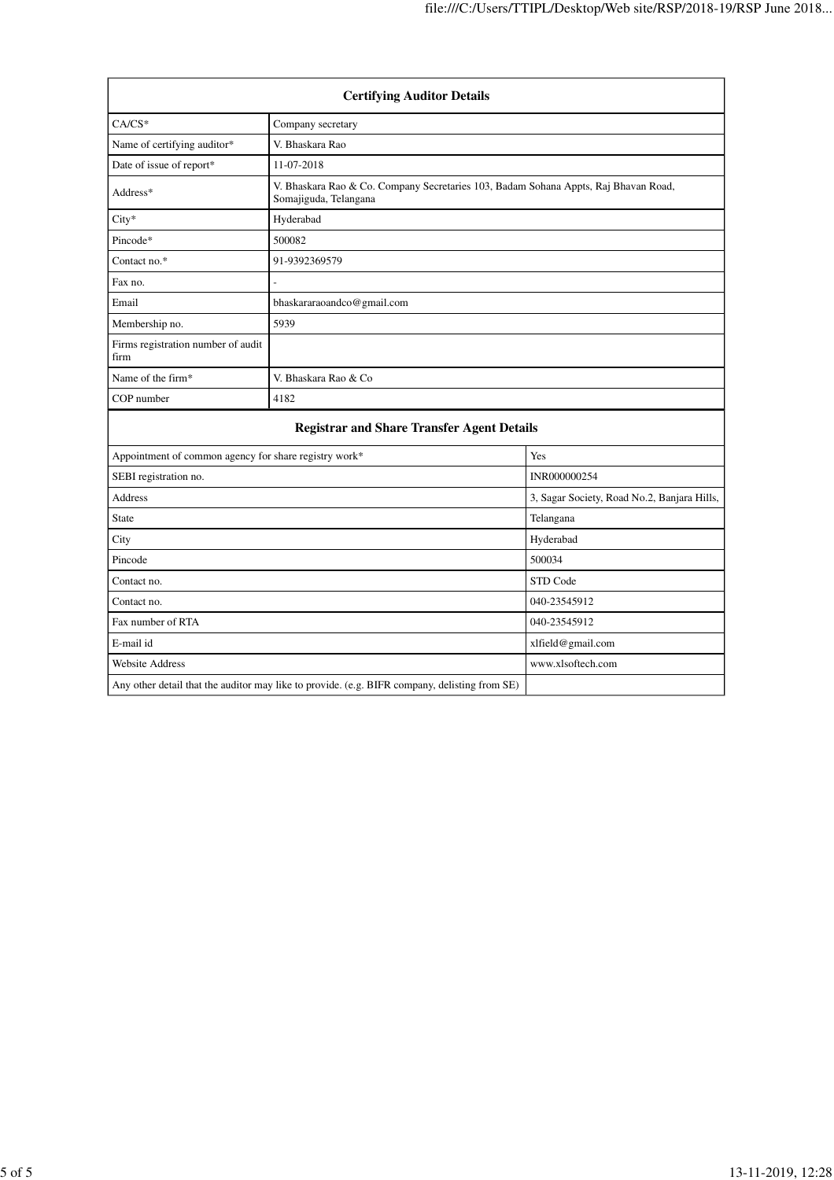## Certifying Auditor Details

| | |
|---|---|
| CA/CS* | Company secretary |
| Name of certifying auditor* | V. Bhaskara Rao |
| Date of issue of report* | 11-07-2018 |
| Address* | V. Bhaskara Rao & Co. Company Secretaries 103, Badam Sohana Appts, Raj Bhavan Road, Somajiguda, Telangana |
| City* | Hyderabad |
| Pincode* | 500082 |
| Contact no.* | 91-9392369579 |
| Fax no. | - |
| Email | bhaskararaoandco@gmail.com |
| Membership no. | 5939 |
| Firms registration number of audit firm | |
| Name of the firm* | V. Bhaskara Rao & Co |
| COP number | 4182 |

## Registrar and Share Transfer Agent Details

| | |
|---|---|
| Appointment of common agency for share registry work* | Yes |
| SEBI registration no. | INR000000254 |
| Address | 3, Sagar Society, Road No.2, Banjara Hills, |
| State | Telangana |
| City | Hyderabad |
| Pincode | 500034 |
| Contact no. | STD Code |
| Contact no. | 040-23545912 |
| Fax number of RTA | 040-23545912 |
| E-mail id | xlfield@gmail.com |
| Website Address | www.xlsoftech.com |
| Any other detail that the auditor may like to provide. (e.g. BIFR company, delisting from SE) | |